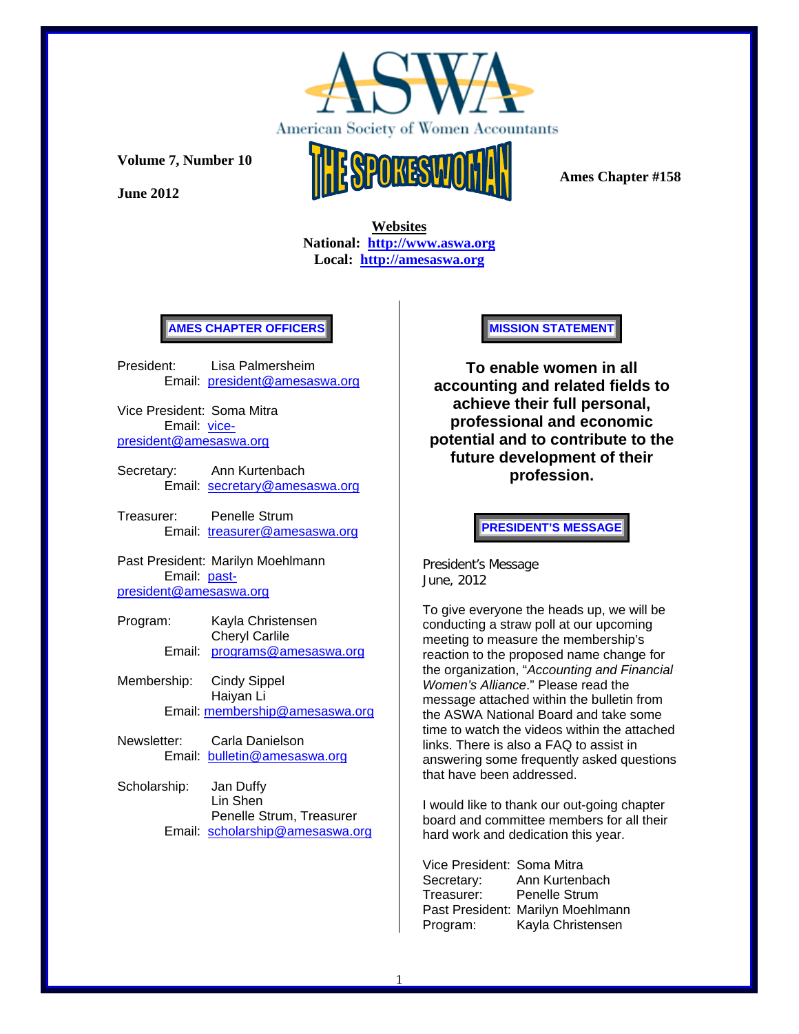# ASWA

American Society of Women Accountants

**Volume 7, Number 10**

**June 2012**

# THE SPOKESWOMAN

**Ames Chapter #158**

**Websites**
**National: http://www.aswa.org**
**Local: http://amesaswa.org**

## AMES CHAPTER OFFICERS

President: Lisa Palmersheim
Email: president@amesaswa.org

Vice President: Soma Mitra
Email: vice-president@amesaswa.org

Secretary: Ann Kurtenbach
Email: secretary@amesaswa.org

Treasurer: Penelle Strum
Email: treasurer@amesaswa.org

Past President: Marilyn Moehlmann
Email: past-president@amesaswa.org

Program: Kayla Christensen
Cheryl Carlile
Email: programs@amesaswa.org

Membership: Cindy Sippel
Haiyan Li
Email: membership@amesaswa.org

Newsletter: Carla Danielson
Email: bulletin@amesaswa.org

Scholarship: Jan Duffy
Lin Shen
Penelle Strum, Treasurer
Email: scholarship@amesaswa.org

## MISSION STATEMENT

**To enable women in all accounting and related fields to achieve their full personal, professional and economic potential and to contribute to the future development of their profession.**

## PRESIDENT'S MESSAGE

President's Message
June, 2012

To give everyone the heads up, we will be conducting a straw poll at our upcoming meeting to measure the membership's reaction to the proposed name change for the organization, "*Accounting and Financial Women's Alliance*." Please read the message attached within the bulletin from the ASWA National Board and take some time to watch the videos within the attached links. There is also a FAQ to assist in answering some frequently asked questions that have been addressed.

I would like to thank our out-going chapter board and committee members for all their hard work and dedication this year.

Vice President: Soma Mitra
Secretary: Ann Kurtenbach
Treasurer: Penelle Strum
Past President: Marilyn Moehlmann
Program: Kayla Christensen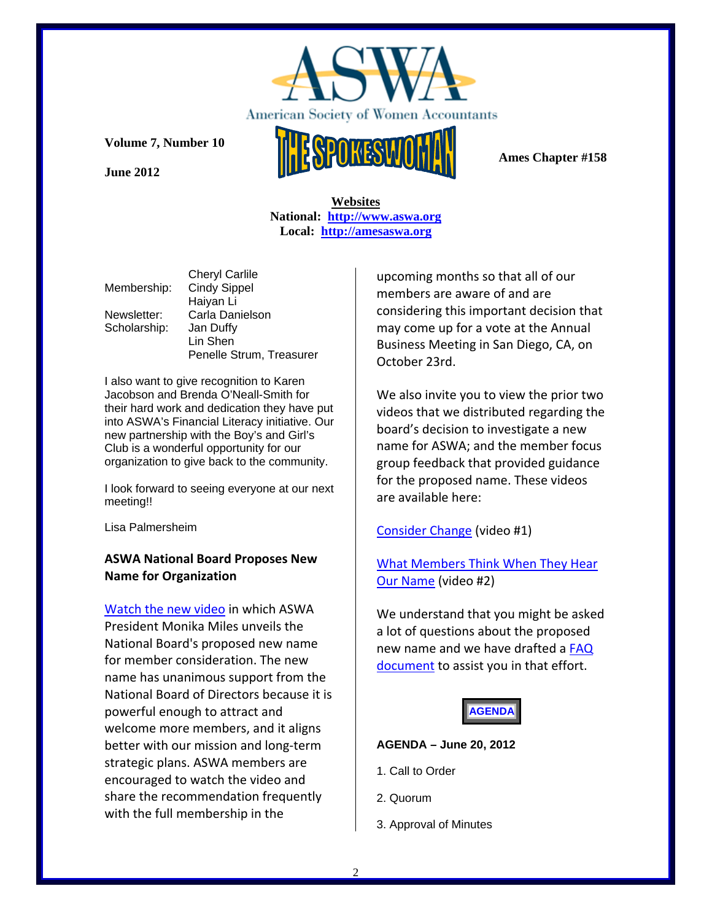# THE SPOKESWOMAN

American Society of Women Accountants

**Volume 7, Number 10**

**June 2012**

**Ames Chapter #158**

**Websites**
**National: http://www.aswa.org**
**Local: http://amesaswa.org**

| | |
|---|---|
| | Cheryl Carlile |
| Membership: | Cindy Sippel |
| | Haiyan Li |
| Newsletter: | Carla Danielson |
| Scholarship: | Jan Duffy |
| | Lin Shen |
| | Penelle Strum, Treasurer |

I also want to give recognition to Karen Jacobson and Brenda O'Neall-Smith for their hard work and dedication they have put into ASWA's Financial Literacy initiative. Our new partnership with the Boy's and Girl's Club is a wonderful opportunity for our organization to give back to the community.

I look forward to seeing everyone at our next meeting!!

Lisa Palmersheim

### ASWA National Board Proposes New Name for Organization

Watch the new video in which ASWA President Monika Miles unveils the National Board's proposed new name for member consideration. The new name has unanimous support from the National Board of Directors because it is powerful enough to attract and welcome more members, and it aligns better with our mission and long-term strategic plans. ASWA members are encouraged to watch the video and share the recommendation frequently with the full membership in the upcoming months so that all of our members are aware of and are considering this important decision that may come up for a vote at the Annual Business Meeting in San Diego, CA, on October 23rd.

We also invite you to view the prior two videos that we distributed regarding the board's decision to investigate a new name for ASWA; and the member focus group feedback that provided guidance for the proposed name. These videos are available here:

Consider Change (video #1)

What Members Think When They Hear Our Name (video #2)

We understand that you might be asked a lot of questions about the proposed new name and we have drafted a FAQ document to assist you in that effort.

**AGENDA**

**AGENDA – June 20, 2012**

1. Call to Order
2. Quorum
3. Approval of Minutes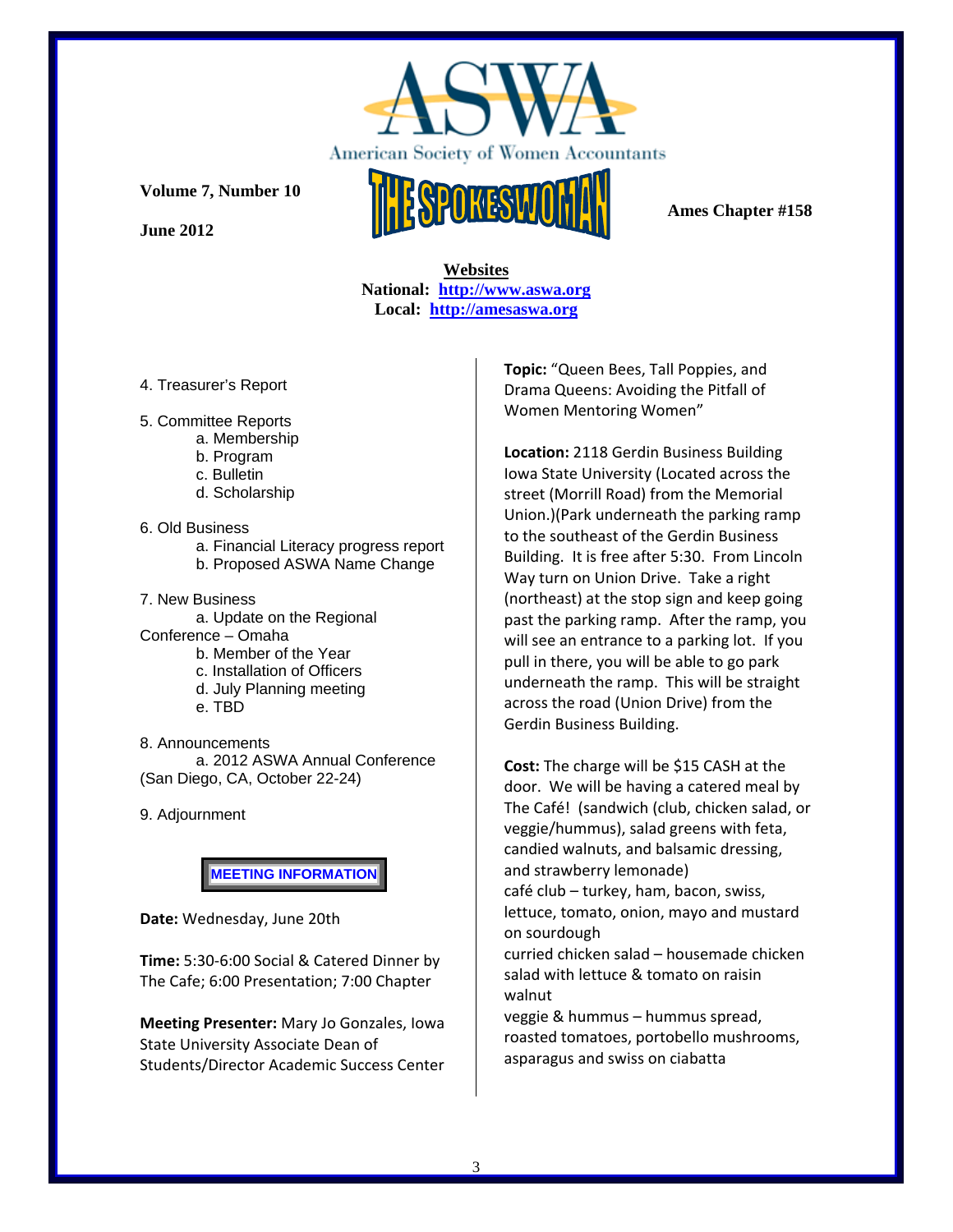American Society of Women Accountants

**THE SPOKESWOMAN**

**Volume 7, Number 10**

**June 2012**

**Ames Chapter #158**

**Websites**
**National: http://www.aswa.org**
**Local: http://amesaswa.org**

4. Treasurer's Report

5. Committee Reports
   a. Membership
   b. Program
   c. Bulletin
   d. Scholarship

6. Old Business
   a. Financial Literacy progress report
   b. Proposed ASWA Name Change

7. New Business
   a. Update on the Regional Conference – Omaha
   b. Member of the Year
   c. Installation of Officers
   d. July Planning meeting
   e. TBD

8. Announcements
   a. 2012 ASWA Annual Conference (San Diego, CA, October 22-24)

9. Adjournment

**MEETING INFORMATION**

**Date:** Wednesday, June 20th

**Time:** 5:30-6:00 Social & Catered Dinner by The Cafe; 6:00 Presentation; 7:00 Chapter

**Meeting Presenter:** Mary Jo Gonzales, Iowa State University Associate Dean of Students/Director Academic Success Center

**Topic:** "Queen Bees, Tall Poppies, and Drama Queens: Avoiding the Pitfall of Women Mentoring Women"

**Location:** 2118 Gerdin Business Building Iowa State University (Located across the street (Morrill Road) from the Memorial Union.)(Park underneath the parking ramp to the southeast of the Gerdin Business Building. It is free after 5:30. From Lincoln Way turn on Union Drive. Take a right (northeast) at the stop sign and keep going past the parking ramp. After the ramp, you will see an entrance to a parking lot. If you pull in there, you will be able to go park underneath the ramp. This will be straight across the road (Union Drive) from the Gerdin Business Building.

**Cost:** The charge will be $15 CASH at the door. We will be having a catered meal by The Café! (sandwich (club, chicken salad, or veggie/hummus), salad greens with feta, candied walnuts, and balsamic dressing, and strawberry lemonade)

café club – turkey, ham, bacon, swiss, lettuce, tomato, onion, mayo and mustard on sourdough

curried chicken salad – housemade chicken salad with lettuce & tomato on raisin walnut

veggie & hummus – hummus spread, roasted tomatoes, portobello mushrooms, asparagus and swiss on ciabatta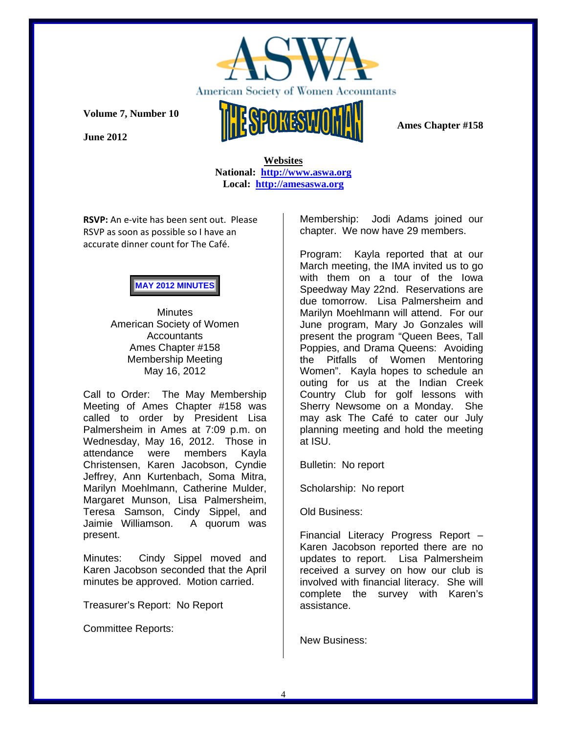**ASWA**

American Society of Women Accountants

**Volume 7, Number 10**

**June 2012**

**THE SPOKESWOMAN**

**Ames Chapter #158**

**Websites**
**National: [http://www.aswa.org](http://www.aswa.org)**
**Local: [http://amesaswa.org](http://amesaswa.org)**

**RSVP:** An e-vite has been sent out. Please RSVP as soon as possible so I have an accurate dinner count for The Café.

**MAY 2012 MINUTES**

Minutes
American Society of Women Accountants
Ames Chapter #158
Membership Meeting
May 16, 2012

Call to Order: The May Membership Meeting of Ames Chapter #158 was called to order by President Lisa Palmersheim in Ames at 7:09 p.m. on Wednesday, May 16, 2012. Those in attendance were members Kayla Christensen, Karen Jacobson, Cyndie Jeffrey, Ann Kurtenbach, Soma Mitra, Marilyn Moehlmann, Catherine Mulder, Margaret Munson, Lisa Palmersheim, Teresa Samson, Cindy Sippel, and Jaimie Williamson. A quorum was present.

Minutes: Cindy Sippel moved and Karen Jacobson seconded that the April minutes be approved. Motion carried.

Treasurer's Report: No Report

Committee Reports:

Membership: Jodi Adams joined our chapter. We now have 29 members.

Program: Kayla reported that at our March meeting, the IMA invited us to go with them on a tour of the Iowa Speedway May 22nd. Reservations are due tomorrow. Lisa Palmersheim and Marilyn Moehlmann will attend. For our June program, Mary Jo Gonzales will present the program "Queen Bees, Tall Poppies, and Drama Queens: Avoiding the Pitfalls of Women Mentoring Women". Kayla hopes to schedule an outing for us at the Indian Creek Country Club for golf lessons with Sherry Newsome on a Monday. She may ask The Café to cater our July planning meeting and hold the meeting at ISU.

Bulletin: No report

Scholarship: No report

Old Business:

Financial Literacy Progress Report – Karen Jacobson reported there are no updates to report. Lisa Palmersheim received a survey on how our club is involved with financial literacy. She will complete the survey with Karen's assistance.

New Business: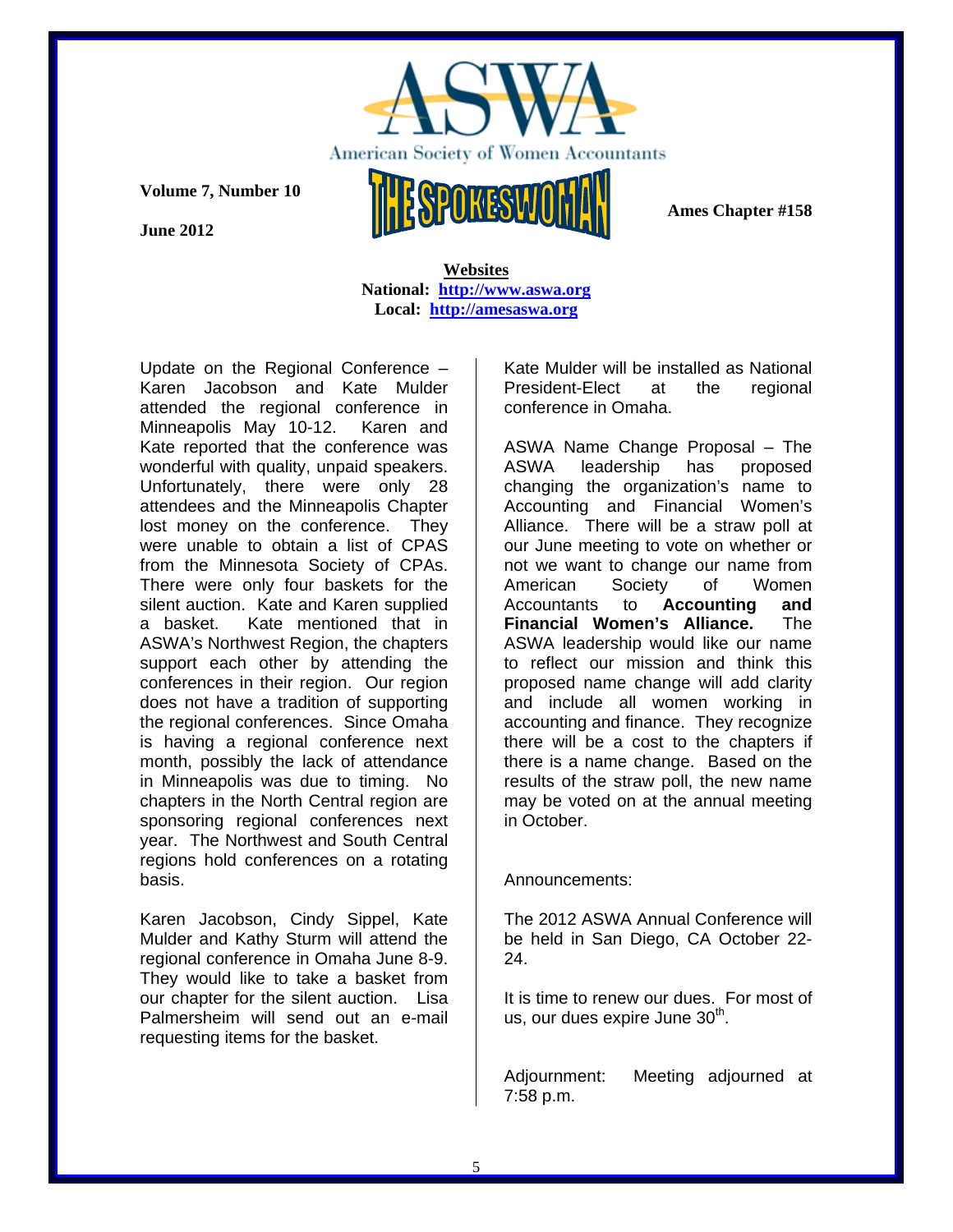**Websites**
**National: http://www.aswa.org**
**Local: http://amesaswa.org**

Update on the Regional Conference – Karen Jacobson and Kate Mulder attended the regional conference in Minneapolis May 10-12. Karen and Kate reported that the conference was wonderful with quality, unpaid speakers. Unfortunately, there were only 28 attendees and the Minneapolis Chapter lost money on the conference. They were unable to obtain a list of CPAS from the Minnesota Society of CPAs. There were only four baskets for the silent auction. Kate and Karen supplied a basket. Kate mentioned that in ASWA's Northwest Region, the chapters support each other by attending the conferences in their region. Our region does not have a tradition of supporting the regional conferences. Since Omaha is having a regional conference next month, possibly the lack of attendance in Minneapolis was due to timing. No chapters in the North Central region are sponsoring regional conferences next year. The Northwest and South Central regions hold conferences on a rotating basis.

Karen Jacobson, Cindy Sippel, Kate Mulder and Kathy Sturm will attend the regional conference in Omaha June 8-9. They would like to take a basket from our chapter for the silent auction. Lisa Palmersheim will send out an e-mail requesting items for the basket.

Kate Mulder will be installed as National President-Elect at the regional conference in Omaha.

ASWA Name Change Proposal – The ASWA leadership has proposed changing the organization's name to Accounting and Financial Women's Alliance. There will be a straw poll at our June meeting to vote on whether or not we want to change our name from American Society of Women Accountants to **Accounting and Financial Women's Alliance.** The ASWA leadership would like our name to reflect our mission and think this proposed name change will add clarity and include all women working in accounting and finance. They recognize there will be a cost to the chapters if there is a name change. Based on the results of the straw poll, the new name may be voted on at the annual meeting in October.

Announcements:

The 2012 ASWA Annual Conference will be held in San Diego, CA October 22-24.

It is time to renew our dues. For most of us, our dues expire June 30th.

Adjournment: Meeting adjourned at 7:58 p.m.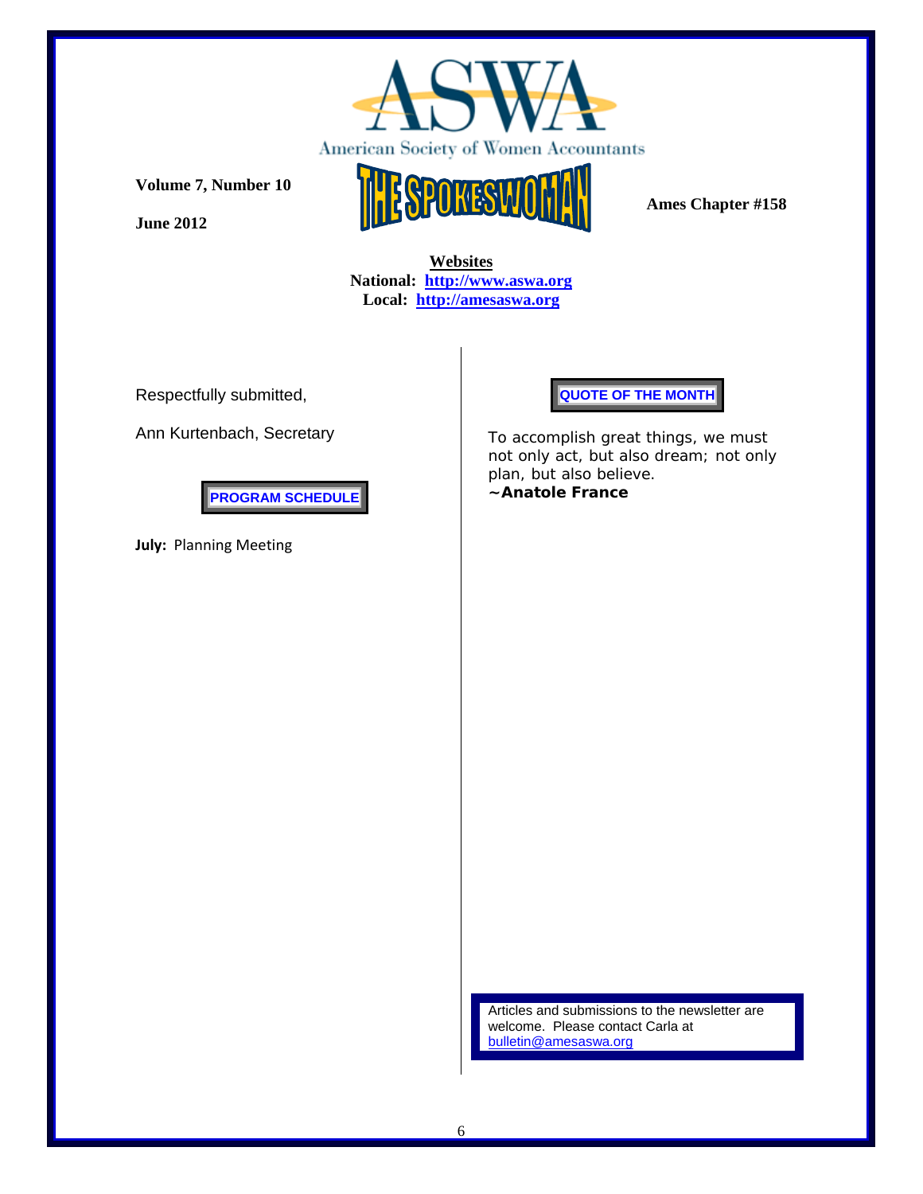American Society of Women Accountants

# THE SPOKESWOMAN

**Volume 7, Number 10**

**June 2012**

**Ames Chapter #158**

**Websites**
**National: [http://www.aswa.org](http://www.aswa.org)**
**Local: [http://amesaswa.org](http://amesaswa.org)**

Respectfully submitted,

Ann Kurtenbach, Secretary

**PROGRAM SCHEDULE**

**July:** Planning Meeting

**QUOTE OF THE MONTH**

To accomplish great things, we must not only act, but also dream; not only plan, but also believe.
**~Anatole France**

Articles and submissions to the newsletter are welcome. Please contact Carla at [bulletin@amesaswa.org](mailto:bulletin@amesaswa.org)